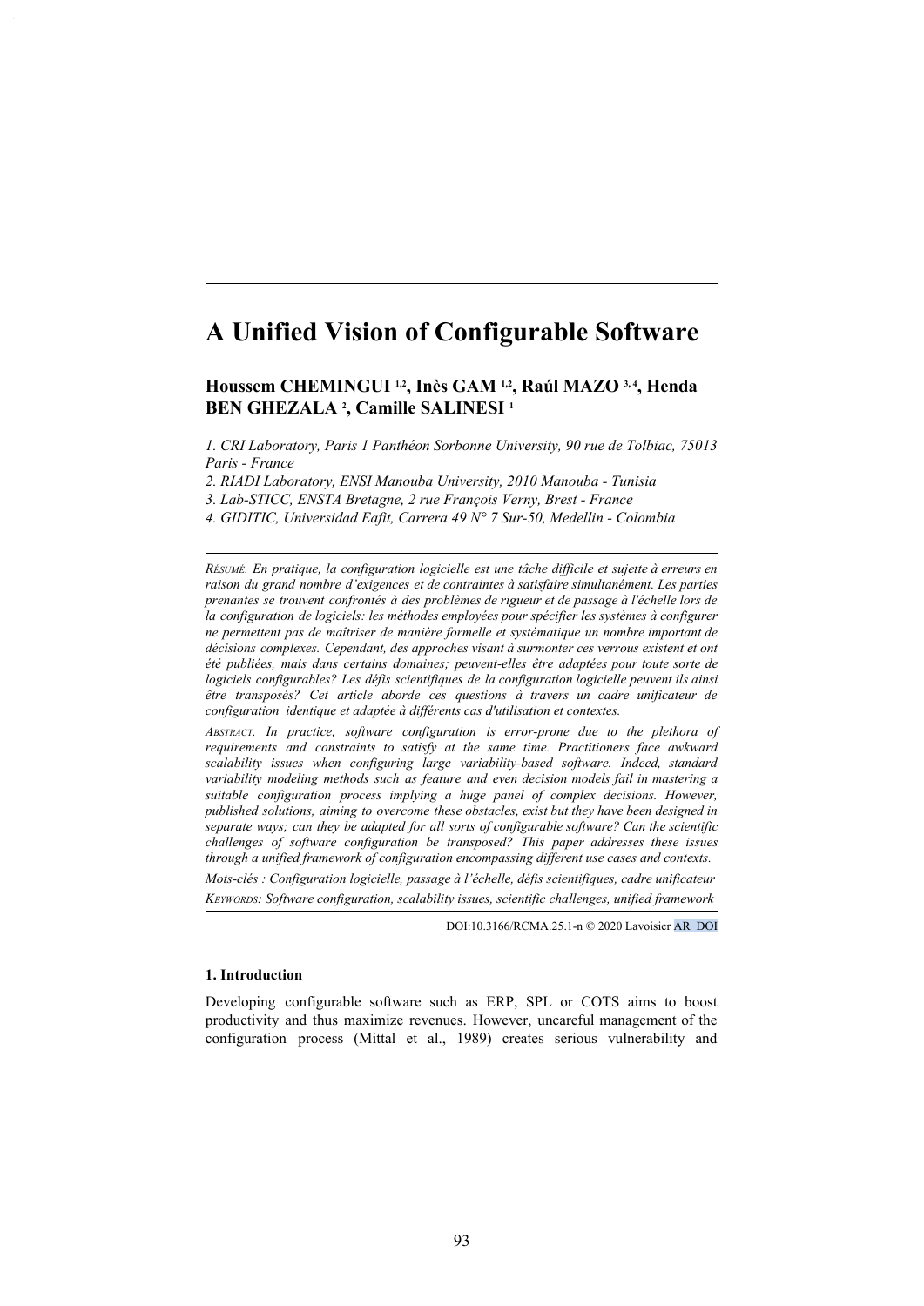# A Unified Vision of Configurable Software

**Houssem CHEMINGUI [1,2], Inès GAM [1,2], Raúl MAZO [3,4], Henda BEN GHEZALA [2], Camille SALINESI [1]**

*1. CRI Laboratory, Paris 1 Panthéon Sorbonne University, 90 rue de Tolbiac, 75013 Paris - France*

*2. RIADI Laboratory, ENSI Manouba University, 2010 Manouba - Tunisia*

*3. Lab-STICC, ENSTA Bretagne, 2 rue François Verny, Brest - France*

*4. GIDITIC, Universidad Eafit, Carrera 49 N° 7 Sur-50, Medellin - Colombia*

---

*RÉSUMÉ. En pratique, la configuration logicielle est une tâche difficile et sujette à erreurs en raison du grand nombre d'exigences et de contraintes à satisfaire simultanément. Les parties prenantes se trouvent confrontés à des problèmes de rigueur et de passage à l'échelle lors de la configuration de logiciels: les méthodes employées pour spécifier les systèmes à configurer ne permettent pas de maîtriser de manière formelle et systématique un nombre important de décisions complexes. Cependant, des approches visant à surmonter ces verrous existent et ont été publiées, mais dans certains domaines; peuvent-elles être adaptées pour toute sorte de logiciels configurables? Les défis scientifiques de la configuration logicielle peuvent ils ainsi être transposés? Cet article aborde ces questions à travers un cadre unificateur de configuration identique et adaptée à différents cas d'utilisation et contextes.*

*ABSTRACT. In practice, software configuration is error-prone due to the plethora of requirements and constraints to satisfy at the same time. Practitioners face awkward scalability issues when configuring large variability-based software. Indeed, standard variability modeling methods such as feature and even decision models fail in mastering a suitable configuration process implying a huge panel of complex decisions. However, published solutions, aiming to overcome these obstacles, exist but they have been designed in separate ways; can they be adapted for all sorts of configurable software? Can the scientific challenges of software configuration be transposed? This paper addresses these issues through a unified framework of configuration encompassing different use cases and contexts.*

*Mots-clés : Configuration logicielle, passage à l'échelle, défis scientifiques, cadre unificateur*

*KEYWORDS: Software configuration, scalability issues, scientific challenges, unified framework*

---

DOI:10.3166/RCMA.25.1-n © 2020 Lavoisier AR_DOI

## 1. Introduction

Developing configurable software such as ERP, SPL or COTS aims to boost productivity and thus maximize revenues. However, uncareful management of the configuration process (Mittal et al., 1989) creates serious vulnerability and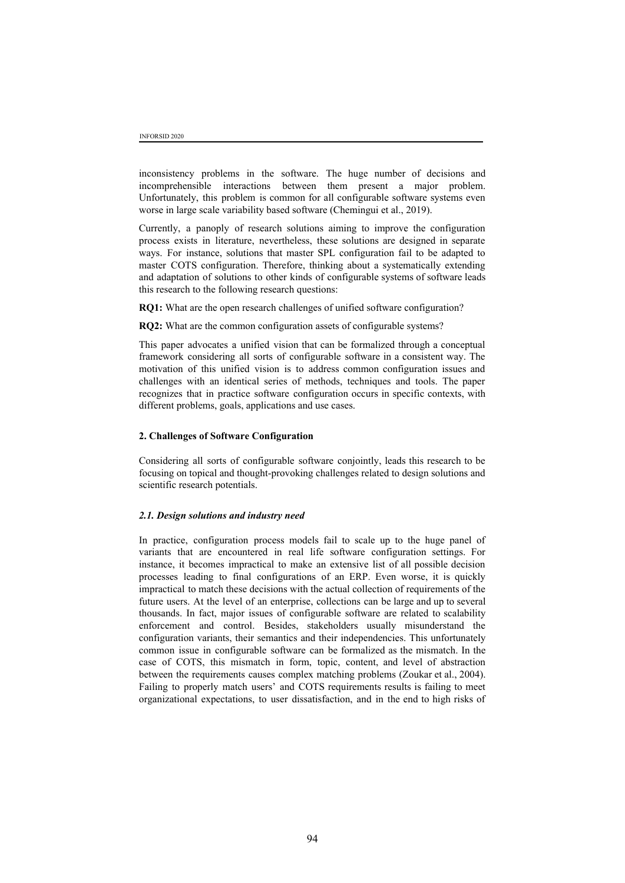inconsistency problems in the software. The huge number of decisions and incomprehensible interactions between them present a major problem. Unfortunately, this problem is common for all configurable software systems even worse in large scale variability based software (Chemingui et al., 2019).

Currently, a panoply of research solutions aiming to improve the configuration process exists in literature, nevertheless, these solutions are designed in separate ways. For instance, solutions that master SPL configuration fail to be adapted to master COTS configuration. Therefore, thinking about a systematically extending and adaptation of solutions to other kinds of configurable systems of software leads this research to the following research questions:

**RQ1:** What are the open research challenges of unified software configuration?

**RQ2:** What are the common configuration assets of configurable systems?

This paper advocates a unified vision that can be formalized through a conceptual framework considering all sorts of configurable software in a consistent way. The motivation of this unified vision is to address common configuration issues and challenges with an identical series of methods, techniques and tools. The paper recognizes that in practice software configuration occurs in specific contexts, with different problems, goals, applications and use cases.

## 2. Challenges of Software Configuration

Considering all sorts of configurable software conjointly, leads this research to be focusing on topical and thought-provoking challenges related to design solutions and scientific research potentials.

### *2.1. Design solutions and industry need*

In practice, configuration process models fail to scale up to the huge panel of variants that are encountered in real life software configuration settings. For instance, it becomes impractical to make an extensive list of all possible decision processes leading to final configurations of an ERP. Even worse, it is quickly impractical to match these decisions with the actual collection of requirements of the future users. At the level of an enterprise, collections can be large and up to several thousands. In fact, major issues of configurable software are related to scalability enforcement and control. Besides, stakeholders usually misunderstand the configuration variants, their semantics and their independencies. This unfortunately common issue in configurable software can be formalized as the mismatch. In the case of COTS, this mismatch in form, topic, content, and level of abstraction between the requirements causes complex matching problems (Zoukar et al., 2004). Failing to properly match users' and COTS requirements results is failing to meet organizational expectations, to user dissatisfaction, and in the end to high risks of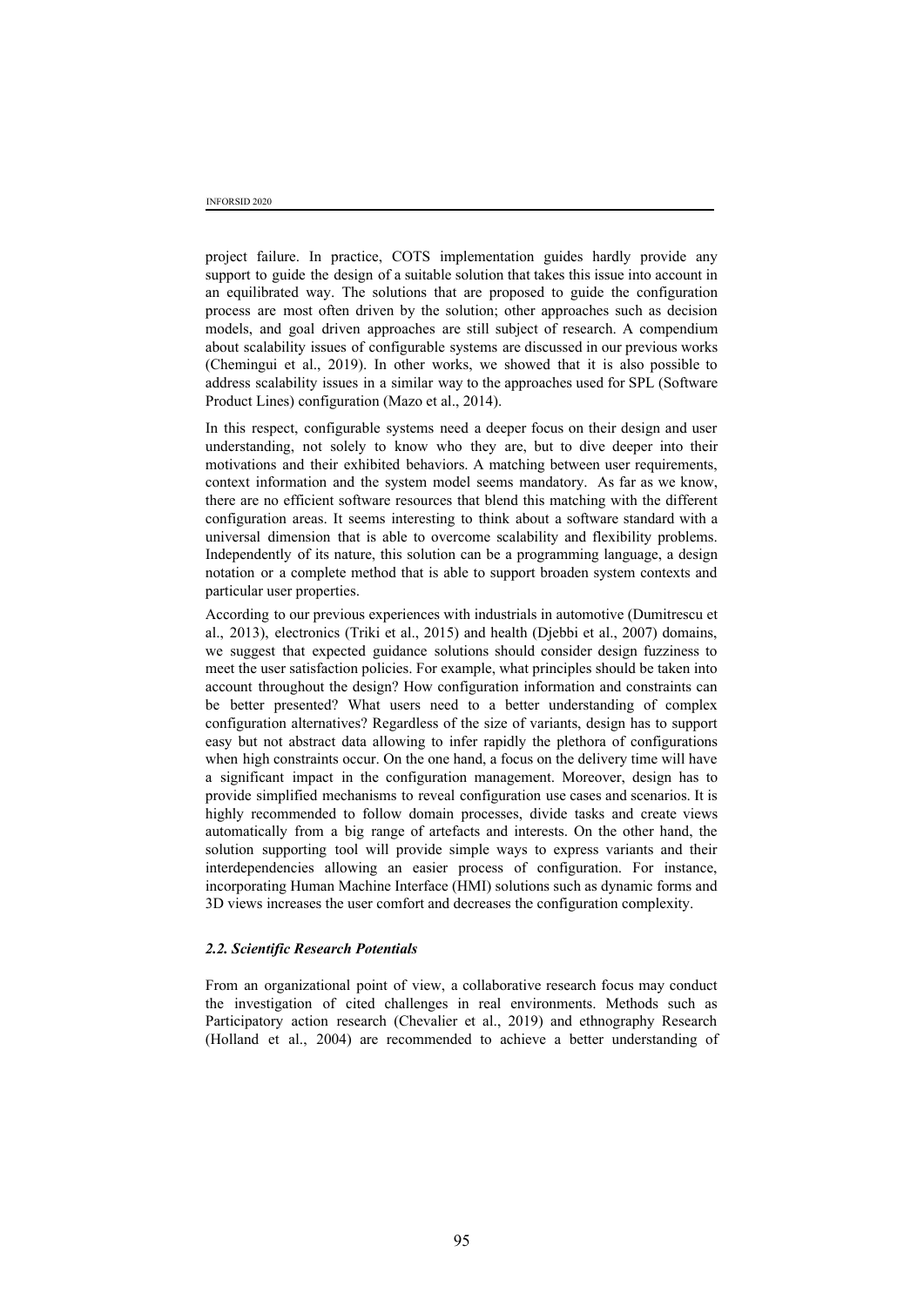project failure. In practice, COTS implementation guides hardly provide any support to guide the design of a suitable solution that takes this issue into account in an equilibrated way. The solutions that are proposed to guide the configuration process are most often driven by the solution; other approaches such as decision models, and goal driven approaches are still subject of research. A compendium about scalability issues of configurable systems are discussed in our previous works (Chemingui et al., 2019). In other works, we showed that it is also possible to address scalability issues in a similar way to the approaches used for SPL (Software Product Lines) configuration (Mazo et al., 2014).

In this respect, configurable systems need a deeper focus on their design and user understanding, not solely to know who they are, but to dive deeper into their motivations and their exhibited behaviors. A matching between user requirements, context information and the system model seems mandatory. As far as we know, there are no efficient software resources that blend this matching with the different configuration areas. It seems interesting to think about a software standard with a universal dimension that is able to overcome scalability and flexibility problems. Independently of its nature, this solution can be a programming language, a design notation or a complete method that is able to support broaden system contexts and particular user properties.

According to our previous experiences with industrials in automotive (Dumitrescu et al., 2013), electronics (Triki et al., 2015) and health (Djebbi et al., 2007) domains, we suggest that expected guidance solutions should consider design fuzziness to meet the user satisfaction policies. For example, what principles should be taken into account throughout the design? How configuration information and constraints can be better presented? What users need to a better understanding of complex configuration alternatives? Regardless of the size of variants, design has to support easy but not abstract data allowing to infer rapidly the plethora of configurations when high constraints occur. On the one hand, a focus on the delivery time will have a significant impact in the configuration management. Moreover, design has to provide simplified mechanisms to reveal configuration use cases and scenarios. It is highly recommended to follow domain processes, divide tasks and create views automatically from a big range of artefacts and interests. On the other hand, the solution supporting tool will provide simple ways to express variants and their interdependencies allowing an easier process of configuration. For instance, incorporating Human Machine Interface (HMI) solutions such as dynamic forms and 3D views increases the user comfort and decreases the configuration complexity.

### *2.2. Scientific Research Potentials*

From an organizational point of view, a collaborative research focus may conduct the investigation of cited challenges in real environments. Methods such as Participatory action research (Chevalier et al., 2019) and ethnography Research (Holland et al., 2004) are recommended to achieve a better understanding of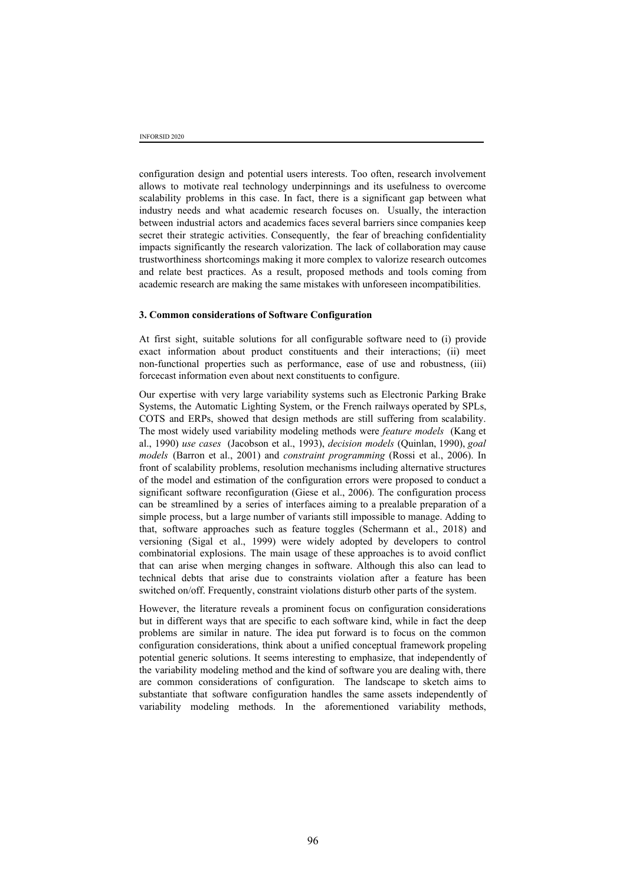configuration design and potential users interests. Too often, research involvement allows to motivate real technology underpinnings and its usefulness to overcome scalability problems in this case. In fact, there is a significant gap between what industry needs and what academic research focuses on. Usually, the interaction between industrial actors and academics faces several barriers since companies keep secret their strategic activities. Consequently, the fear of breaching confidentiality impacts significantly the research valorization. The lack of collaboration may cause trustworthiness shortcomings making it more complex to valorize research outcomes and relate best practices. As a result, proposed methods and tools coming from academic research are making the same mistakes with unforeseen incompatibilities.

## 3. Common considerations of Software Configuration

At first sight, suitable solutions for all configurable software need to (i) provide exact information about product constituents and their interactions; (ii) meet non-functional properties such as performance, ease of use and robustness, (iii) forcecast information even about next constituents to configure.

Our expertise with very large variability systems such as Electronic Parking Brake Systems, the Automatic Lighting System, or the French railways operated by SPLs, COTS and ERPs, showed that design methods are still suffering from scalability. The most widely used variability modeling methods were *feature models* (Kang et al., 1990) *use cases* (Jacobson et al., 1993), *decision models* (Quinlan, 1990), *goal models* (Barron et al., 2001) and *constraint programming* (Rossi et al., 2006). In front of scalability problems, resolution mechanisms including alternative structures of the model and estimation of the configuration errors were proposed to conduct a significant software reconfiguration (Giese et al., 2006). The configuration process can be streamlined by a series of interfaces aiming to a prealable preparation of a simple process, but a large number of variants still impossible to manage. Adding to that, software approaches such as feature toggles (Schermann et al., 2018) and versioning (Sigal et al., 1999) were widely adopted by developers to control combinatorial explosions. The main usage of these approaches is to avoid conflict that can arise when merging changes in software. Although this also can lead to technical debts that arise due to constraints violation after a feature has been switched on/off. Frequently, constraint violations disturb other parts of the system.

However, the literature reveals a prominent focus on configuration considerations but in different ways that are specific to each software kind, while in fact the deep problems are similar in nature. The idea put forward is to focus on the common configuration considerations, think about a unified conceptual framework propeling potential generic solutions. It seems interesting to emphasize, that independently of the variability modeling method and the kind of software you are dealing with, there are common considerations of configuration. The landscape to sketch aims to substantiate that software configuration handles the same assets independently of variability modeling methods. In the aforementioned variability methods,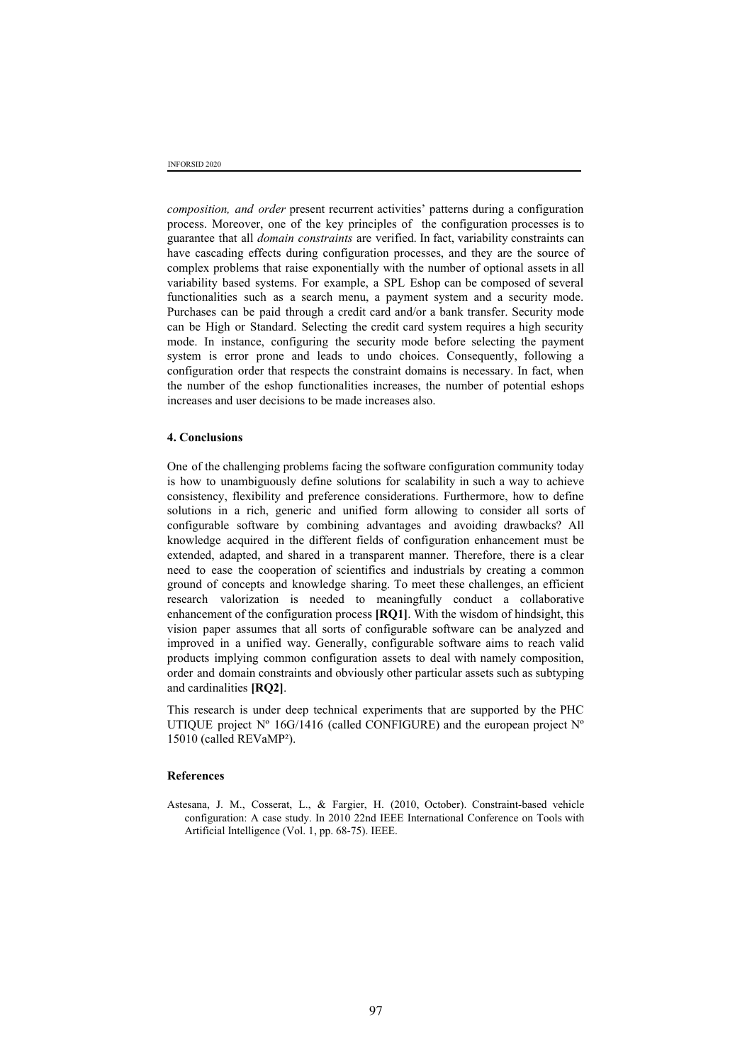*composition, and order* present recurrent activities' patterns during a configuration process. Moreover, one of the key principles of the configuration processes is to guarantee that all *domain constraints* are verified. In fact, variability constraints can have cascading effects during configuration processes, and they are the source of complex problems that raise exponentially with the number of optional assets in all variability based systems. For example, a SPL Eshop can be composed of several functionalities such as a search menu, a payment system and a security mode. Purchases can be paid through a credit card and/or a bank transfer. Security mode can be High or Standard. Selecting the credit card system requires a high security mode. In instance, configuring the security mode before selecting the payment system is error prone and leads to undo choices. Consequently, following a configuration order that respects the constraint domains is necessary. In fact, when the number of the eshop functionalities increases, the number of potential eshops increases and user decisions to be made increases also.

## 4. Conclusions

One of the challenging problems facing the software configuration community today is how to unambiguously define solutions for scalability in such a way to achieve consistency, flexibility and preference considerations. Furthermore, how to define solutions in a rich, generic and unified form allowing to consider all sorts of configurable software by combining advantages and avoiding drawbacks? All knowledge acquired in the different fields of configuration enhancement must be extended, adapted, and shared in a transparent manner. Therefore, there is a clear need to ease the cooperation of scientifics and industrials by creating a common ground of concepts and knowledge sharing. To meet these challenges, an efficient research valorization is needed to meaningfully conduct a collaborative enhancement of the configuration process **[RQ1]**. With the wisdom of hindsight, this vision paper assumes that all sorts of configurable software can be analyzed and improved in a unified way. Generally, configurable software aims to reach valid products implying common configuration assets to deal with namely composition, order and domain constraints and obviously other particular assets such as subtyping and cardinalities **[RQ2]**.

This research is under deep technical experiments that are supported by the PHC UTIQUE project Nº 16G/1416 (called CONFIGURE) and the european project Nº 15010 (called REVaMP²).

## References

Astesana, J. M., Cosserat, L., & Fargier, H. (2010, October). Constraint-based vehicle configuration: A case study. In 2010 22nd IEEE International Conference on Tools with Artificial Intelligence (Vol. 1, pp. 68-75). IEEE.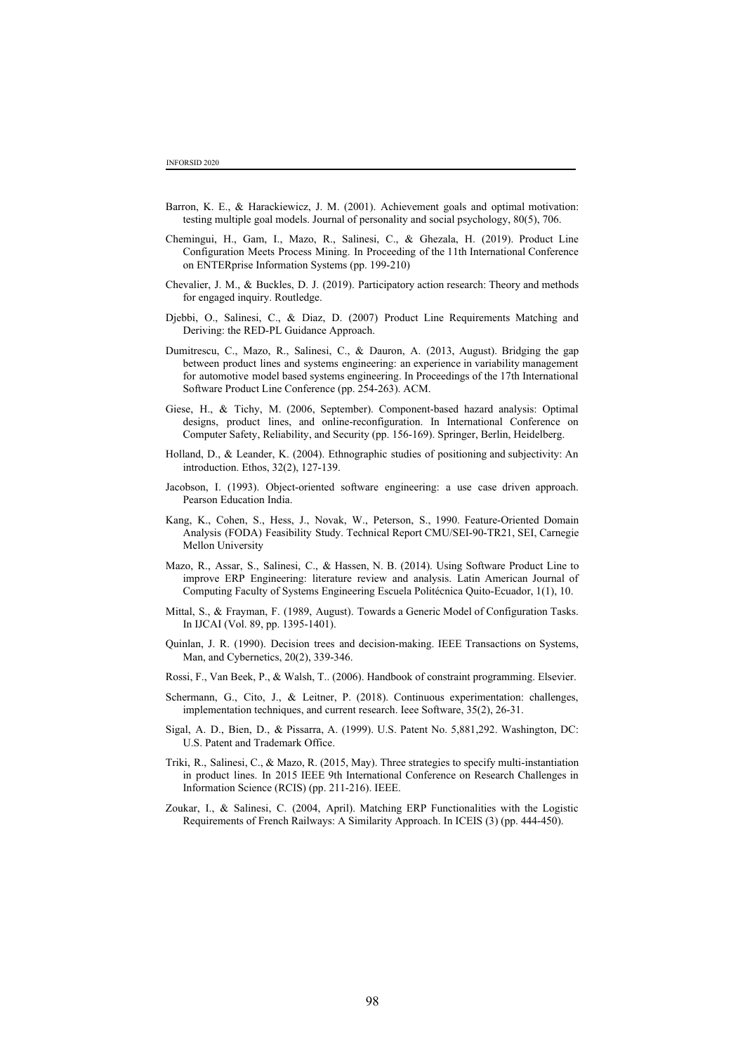Barron, K. E., & Harackiewicz, J. M. (2001). Achievement goals and optimal motivation: testing multiple goal models. Journal of personality and social psychology, 80(5), 706.

Chemingui, H., Gam, I., Mazo, R., Salinesi, C., & Ghezala, H. (2019). Product Line Configuration Meets Process Mining. In Proceeding of the 11th International Conference on ENTERprise Information Systems (pp. 199-210)

Chevalier, J. M., & Buckles, D. J. (2019). Participatory action research: Theory and methods for engaged inquiry. Routledge.

Djebbi, O., Salinesi, C., & Diaz, D. (2007) Product Line Requirements Matching and Deriving: the RED-PL Guidance Approach.

Dumitrescu, C., Mazo, R., Salinesi, C., & Dauron, A. (2013, August). Bridging the gap between product lines and systems engineering: an experience in variability management for automotive model based systems engineering. In Proceedings of the 17th International Software Product Line Conference (pp. 254-263). ACM.

Giese, H., & Tichy, M. (2006, September). Component-based hazard analysis: Optimal designs, product lines, and online-reconfiguration. In International Conference on Computer Safety, Reliability, and Security (pp. 156-169). Springer, Berlin, Heidelberg.

Holland, D., & Leander, K. (2004). Ethnographic studies of positioning and subjectivity: An introduction. Ethos, 32(2), 127-139.

Jacobson, I. (1993). Object-oriented software engineering: a use case driven approach. Pearson Education India.

Kang, K., Cohen, S., Hess, J., Novak, W., Peterson, S., 1990. Feature-Oriented Domain Analysis (FODA) Feasibility Study. Technical Report CMU/SEI-90-TR21, SEI, Carnegie Mellon University

Mazo, R., Assar, S., Salinesi, C., & Hassen, N. B. (2014). Using Software Product Line to improve ERP Engineering: literature review and analysis. Latin American Journal of Computing Faculty of Systems Engineering Escuela Politécnica Quito-Ecuador, 1(1), 10.

Mittal, S., & Frayman, F. (1989, August). Towards a Generic Model of Configuration Tasks. In IJCAI (Vol. 89, pp. 1395-1401).

Quinlan, J. R. (1990). Decision trees and decision-making. IEEE Transactions on Systems, Man, and Cybernetics, 20(2), 339-346.

Rossi, F., Van Beek, P., & Walsh, T.. (2006). Handbook of constraint programming. Elsevier.

Schermann, G., Cito, J., & Leitner, P. (2018). Continuous experimentation: challenges, implementation techniques, and current research. Ieee Software, 35(2), 26-31.

Sigal, A. D., Bien, D., & Pissarra, A. (1999). U.S. Patent No. 5,881,292. Washington, DC: U.S. Patent and Trademark Office.

Triki, R., Salinesi, C., & Mazo, R. (2015, May). Three strategies to specify multi-instantiation in product lines. In 2015 IEEE 9th International Conference on Research Challenges in Information Science (RCIS) (pp. 211-216). IEEE.

Zoukar, I., & Salinesi, C. (2004, April). Matching ERP Functionalities with the Logistic Requirements of French Railways: A Similarity Approach. In ICEIS (3) (pp. 444-450).